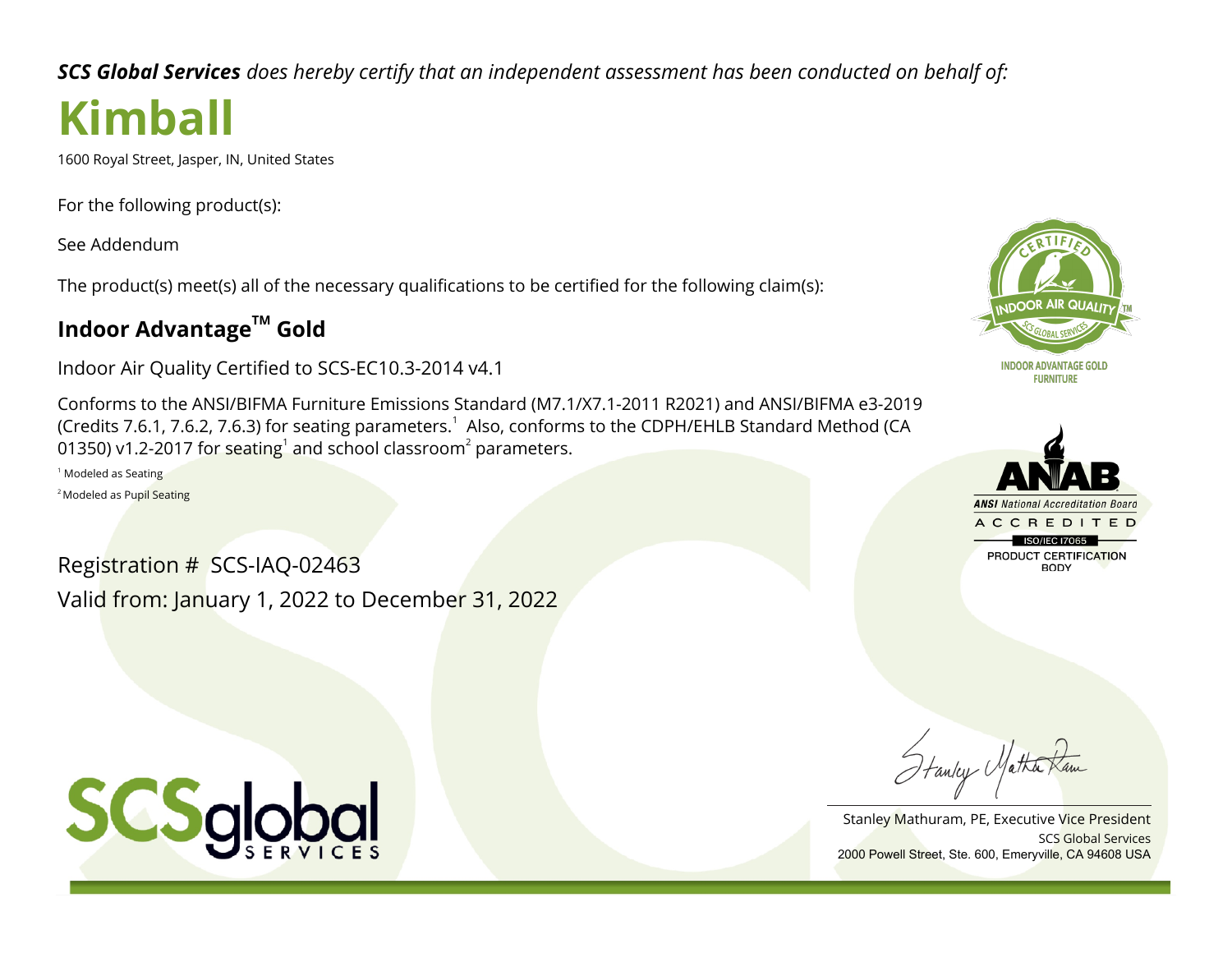***SCS Global Services** does hereby certify that an independent assessment has been conducted on behalf of:*

# Kimball

1600 Royal Street, Jasper, IN, United States

For the following product(s):

See Addendum

The product(s) meet(s) all of the necessary qualifications to be certified for the following claim(s):

## Indoor Advantage™ Gold

Indoor Air Quality Certified to SCS-EC10.3-2014 v4.1

Conforms to the ANSI/BIFMA Furniture Emissions Standard (M7.1/X7.1-2011 R2021) and ANSI/BIFMA e3-2019 (Credits 7.6.1, 7.6.2, 7.6.3) for seating parameters.[1] Also, conforms to the CDPH/EHLB Standard Method (CA 01350) v1.2-2017 for seating[1] and school classroom[2] parameters.

[1] Modeled as Seating

[2] Modeled as Pupil Seating

Registration # SCS-IAQ-02463

Valid from: January 1, 2022 to December 31, 2022

CERTIFIED INDOOR AIR QUALITY SCS GLOBAL SERVICES

INDOOR ADVANTAGE GOLD FURNITURE

ANAB ANSI National Accreditation Board ACCREDITED ISO/IEC 17065 PRODUCT CERTIFICATION BODY

SCSglobal SERVICES

Stanley Mathuram, PE, Executive Vice President
SCS Global Services
2000 Powell Street, Ste. 600, Emeryville, CA 94608 USA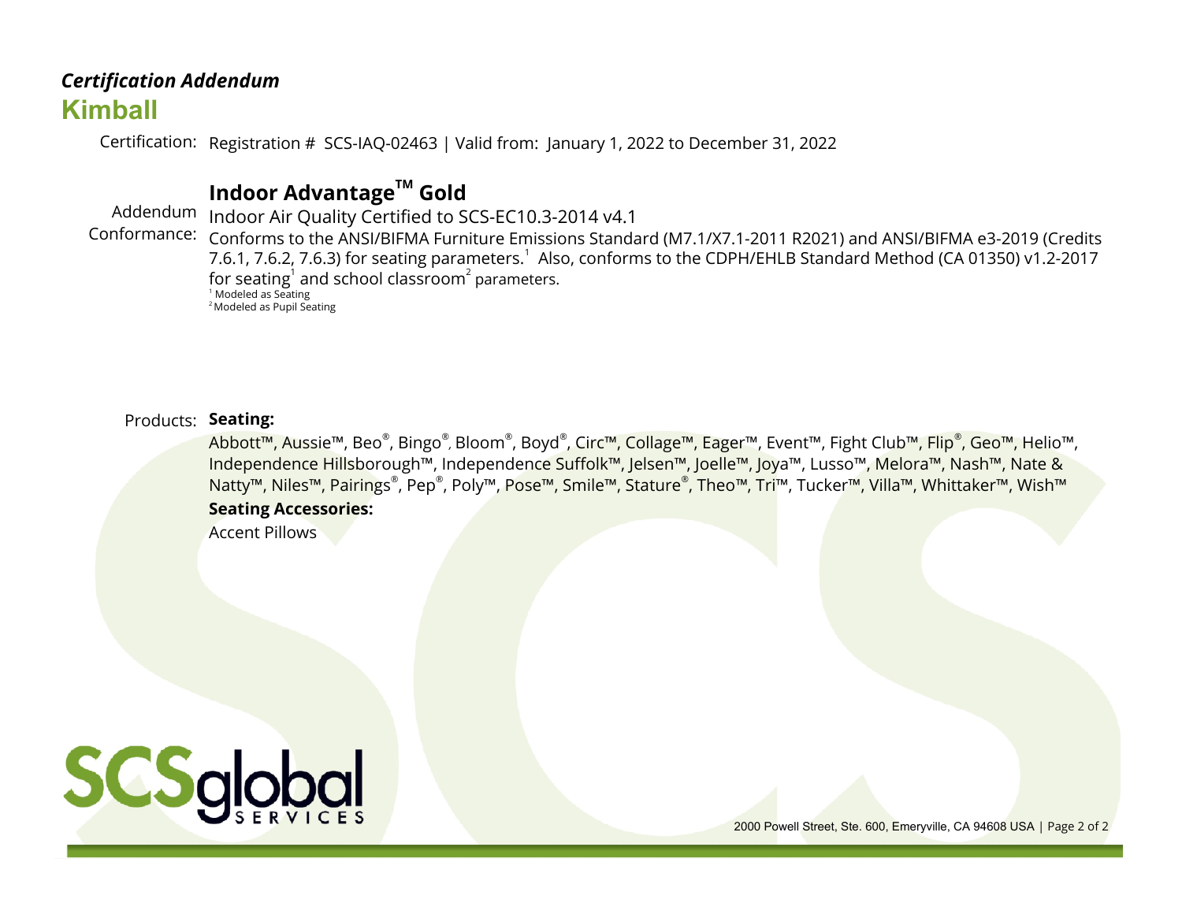*Certification Addendum*

# Kimball

Certification: Registration # SCS-IAQ-02463 | Valid from: January 1, 2022 to December 31, 2022

Addendum Conformance:

**Indoor Advantage™ Gold**

Indoor Air Quality Certified to SCS-EC10.3-2014 v4.1

Conforms to the ANSI/BIFMA Furniture Emissions Standard (M7.1/X7.1-2011 R2021) and ANSI/BIFMA e3-2019 (Credits 7.6.1, 7.6.2, 7.6.3) for seating parameters.[1] Also, conforms to the CDPH/EHLB Standard Method (CA 01350) v1.2-2017 for seating[1] and school classroom[2] parameters.

[1] Modeled as Seating
[2] Modeled as Pupil Seating

Products:

**Seating:**

Abbott™, Aussie™, Beo®, Bingo®, Bloom®, Boyd®, Circ™, Collage™, Eager™, Event™, Fight Club™, Flip®, Geo™, Helio™, Independence Hillsborough™, Independence Suffolk™, Jelsen™, Joelle™, Joya™, Lusso™, Melora™, Nash™, Nate & Natty™, Niles™, Pairings®, Pep®, Poly™, Pose™, Smile™, Stature®, Theo™, Tri™, Tucker™, Villa™, Whittaker™, Wish™

**Seating Accessories:**

Accent Pillows

SCSglobal SERVICES

2000 Powell Street, Ste. 600, Emeryville, CA 94608 USA